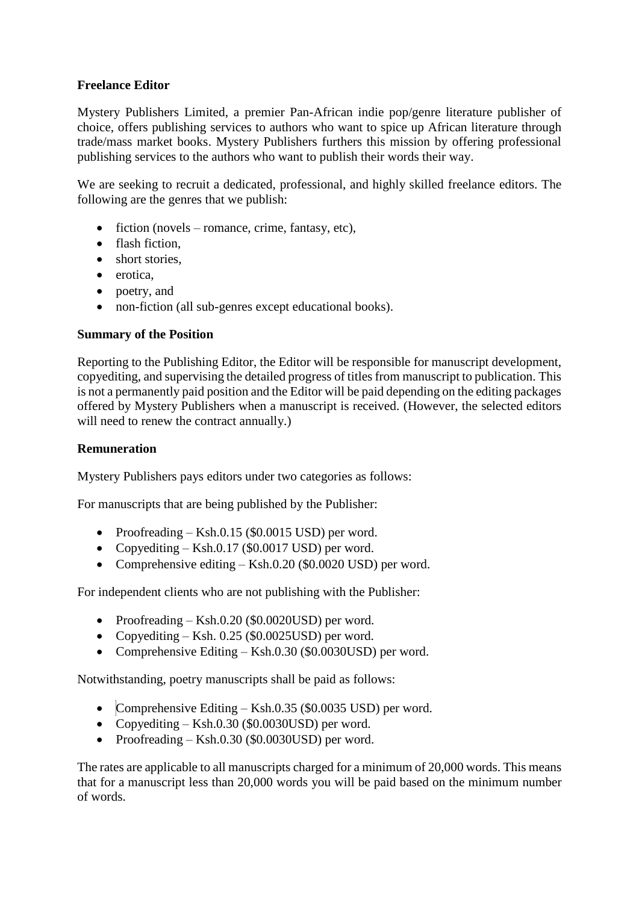**Freelance Editor**

Mystery Publishers Limited, a premier Pan-African indie pop/genre literature publisher of choice, offers publishing services to authors who want to spice up African literature through trade/mass market books. Mystery Publishers furthers this mission by offering professional publishing services to the authors who want to publish their words their way.

We are seeking to recruit a dedicated, professional, and highly skilled freelance editors. The following are the genres that we publish:

- fiction (novels – romance, crime, fantasy, etc),
- flash fiction,
- short stories,
- erotica,
- poetry, and
- non-fiction (all sub-genres except educational books).

**Summary of the Position**

Reporting to the Publishing Editor, the Editor will be responsible for manuscript development, copyediting, and supervising the detailed progress of titles from manuscript to publication. This is not a permanently paid position and the Editor will be paid depending on the editing packages offered by Mystery Publishers when a manuscript is received. (However, the selected editors will need to renew the contract annually.)

**Remuneration**

Mystery Publishers pays editors under two categories as follows:

For manuscripts that are being published by the Publisher:

- Proofreading – Ksh.0.15 ($0.0015 USD) per word.
- Copyediting – Ksh.0.17 ($0.0017 USD) per word.
- Comprehensive editing – Ksh.0.20 ($0.0020 USD) per word.

For independent clients who are not publishing with the Publisher:

- Proofreading – Ksh.0.20 ($0.0020USD) per word.
- Copyediting – Ksh. 0.25 ($0.0025USD) per word.
- Comprehensive Editing – Ksh.0.30 ($0.0030USD) per word.

Notwithstanding, poetry manuscripts shall be paid as follows:

- Comprehensive Editing – Ksh.0.35 ($0.0035 USD) per word.
- Copyediting – Ksh.0.30 ($0.0030USD) per word.
- Proofreading – Ksh.0.30 ($0.0030USD) per word.

The rates are applicable to all manuscripts charged for a minimum of 20,000 words. This means that for a manuscript less than 20,000 words you will be paid based on the minimum number of words.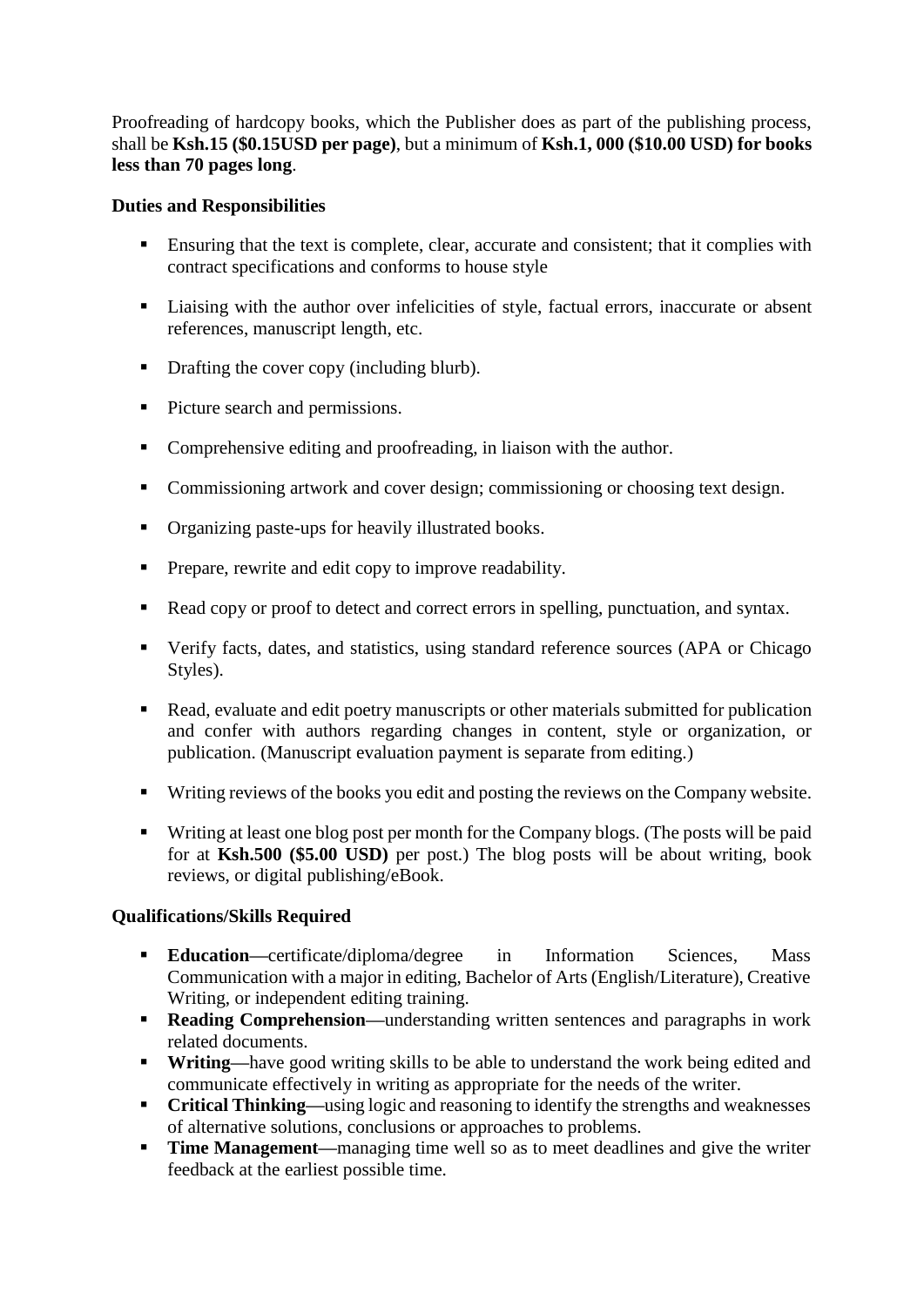Proofreading of hardcopy books, which the Publisher does as part of the publishing process, shall be **Ksh.15 ($0.15USD per page)**, but a minimum of **Ksh.1, 000 ($10.00 USD) for books less than 70 pages long**.

**Duties and Responsibilities**

- Ensuring that the text is complete, clear, accurate and consistent; that it complies with contract specifications and conforms to house style
- Liaising with the author over infelicities of style, factual errors, inaccurate or absent references, manuscript length, etc.
- Drafting the cover copy (including blurb).
- Picture search and permissions.
- Comprehensive editing and proofreading, in liaison with the author.
- Commissioning artwork and cover design; commissioning or choosing text design.
- Organizing paste-ups for heavily illustrated books.
- Prepare, rewrite and edit copy to improve readability.
- Read copy or proof to detect and correct errors in spelling, punctuation, and syntax.
- Verify facts, dates, and statistics, using standard reference sources (APA or Chicago Styles).
- Read, evaluate and edit poetry manuscripts or other materials submitted for publication and confer with authors regarding changes in content, style or organization, or publication. (Manuscript evaluation payment is separate from editing.)
- Writing reviews of the books you edit and posting the reviews on the Company website.
- Writing at least one blog post per month for the Company blogs. (The posts will be paid for at **Ksh.500 ($5.00 USD)** per post.) The blog posts will be about writing, book reviews, or digital publishing/eBook.

**Qualifications/Skills Required**

- **Education**—certificate/diploma/degree in Information Sciences, Mass Communication with a major in editing, Bachelor of Arts (English/Literature), Creative Writing, or independent editing training.
- **Reading Comprehension**—understanding written sentences and paragraphs in work related documents.
- **Writing**—have good writing skills to be able to understand the work being edited and communicate effectively in writing as appropriate for the needs of the writer.
- **Critical Thinking**—using logic and reasoning to identify the strengths and weaknesses of alternative solutions, conclusions or approaches to problems.
- **Time Management**—managing time well so as to meet deadlines and give the writer feedback at the earliest possible time.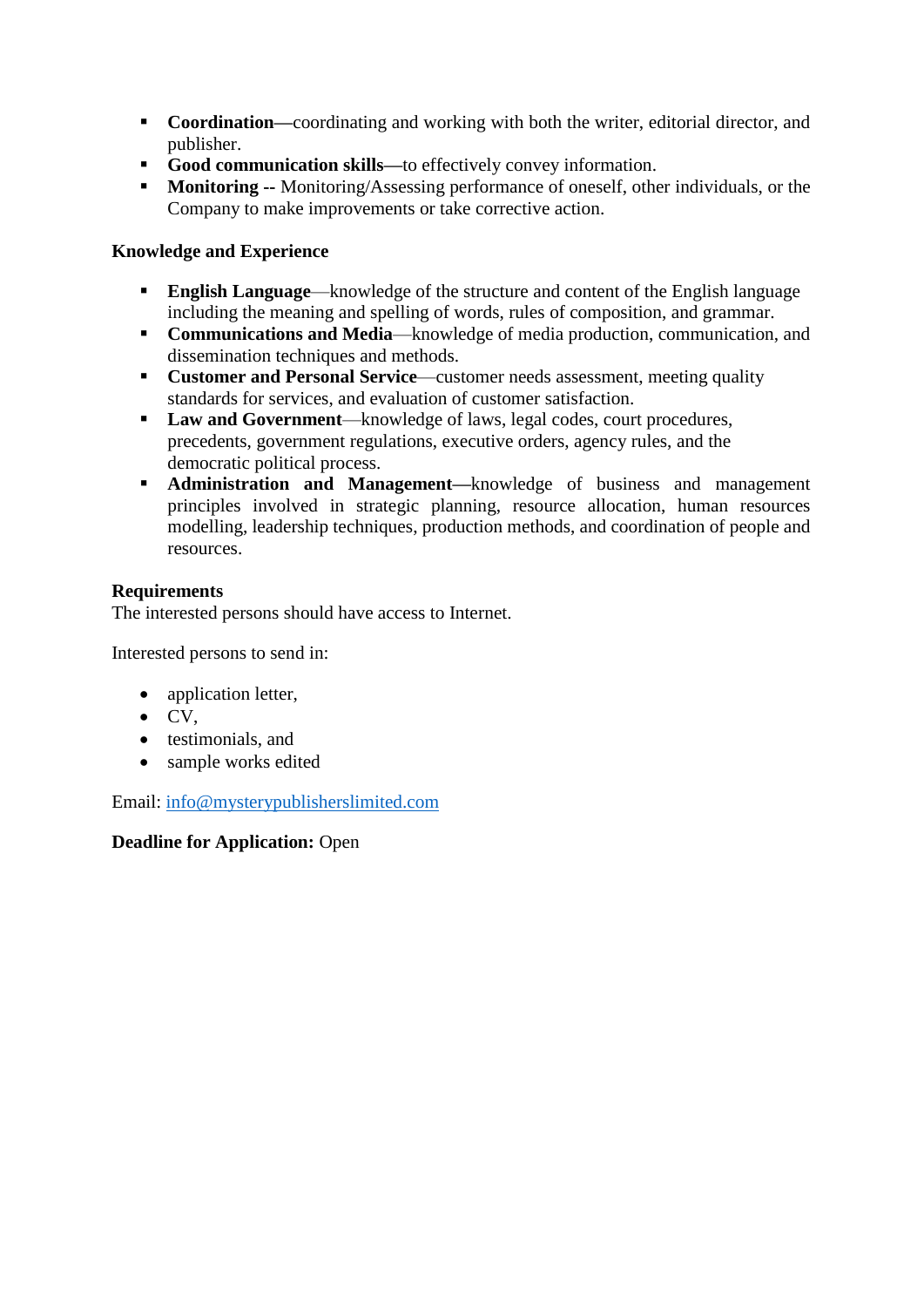- **Coordination**—coordinating and working with both the writer, editorial director, and publisher.
- **Good communication skills**—to effectively convey information.
- **Monitoring --** Monitoring/Assessing performance of oneself, other individuals, or the Company to make improvements or take corrective action.

**Knowledge and Experience**

- **English Language**—knowledge of the structure and content of the English language including the meaning and spelling of words, rules of composition, and grammar.
- **Communications and Media**—knowledge of media production, communication, and dissemination techniques and methods.
- **Customer and Personal Service**—customer needs assessment, meeting quality standards for services, and evaluation of customer satisfaction.
- **Law and Government**—knowledge of laws, legal codes, court procedures, precedents, government regulations, executive orders, agency rules, and the democratic political process.
- **Administration and Management**—knowledge of business and management principles involved in strategic planning, resource allocation, human resources modelling, leadership techniques, production methods, and coordination of people and resources.

**Requirements**
The interested persons should have access to Internet.

Interested persons to send in:

- application letter,
- CV,
- testimonials, and
- sample works edited

Email: info@mysterypublisherslimited.com

**Deadline for Application:** Open